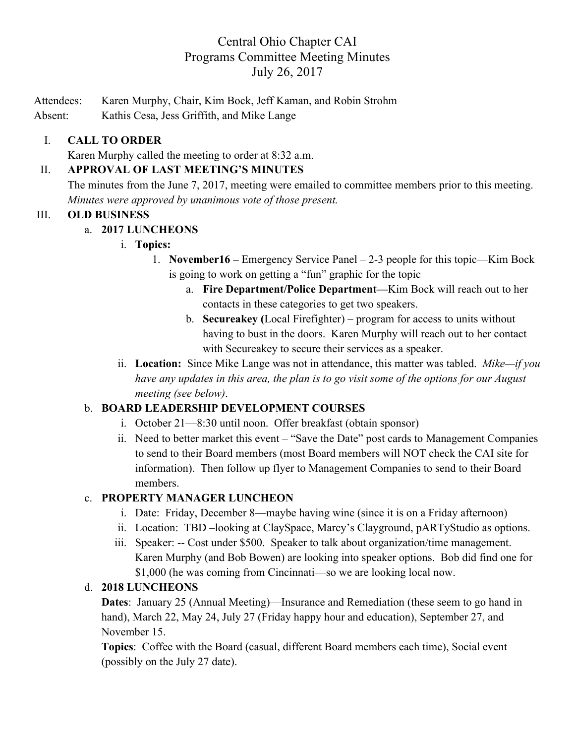# Central Ohio Chapter CAI
## Programs Committee Meeting Minutes
### July 26, 2017

Attendees: Karen Murphy, Chair, Kim Bock, Jeff Kaman, and Robin Strohm
Absent: Kathis Cesa, Jess Griffith, and Mike Lange

I. **CALL TO ORDER**
Karen Murphy called the meeting to order at 8:32 a.m.

II. **APPROVAL OF LAST MEETING'S MINUTES**
The minutes from the June 7, 2017, meeting were emailed to committee members prior to this meeting. *Minutes were approved by unanimous vote of those present.*

III. **OLD BUSINESS**

a. **2017 LUNCHEONS**

i. **Topics:**

1. **November16 –** Emergency Service Panel – 2-3 people for this topic—Kim Bock is going to work on getting a "fun" graphic for the topic

   a. **Fire Department/Police Department—**Kim Bock will reach out to her contacts in these categories to get two speakers.

   b. **Secureakey (**Local Firefighter) – program for access to units without having to bust in the doors. Karen Murphy will reach out to her contact with Secureakey to secure their services as a speaker.

ii. **Location:** Since Mike Lange was not in attendance, this matter was tabled. *Mike—if you have any updates in this area, the plan is to go visit some of the options for our August meeting (see below)*.

b. **BOARD LEADERSHIP DEVELOPMENT COURSES**

i. October 21—8:30 until noon. Offer breakfast (obtain sponsor)

ii. Need to better market this event – "Save the Date" post cards to Management Companies to send to their Board members (most Board members will NOT check the CAI site for information). Then follow up flyer to Management Companies to send to their Board members.

c. **PROPERTY MANAGER LUNCHEON**

i. Date: Friday, December 8—maybe having wine (since it is on a Friday afternoon)

ii. Location: TBD –looking at ClaySpace, Marcy's Clayground, pARTyStudio as options.

iii. Speaker: -- Cost under $500. Speaker to talk about organization/time management. Karen Murphy (and Bob Bowen) are looking into speaker options. Bob did find one for $1,000 (he was coming from Cincinnati—so we are looking local now.

d. **2018 LUNCHEONS**

**Dates**: January 25 (Annual Meeting)—Insurance and Remediation (these seem to go hand in hand), March 22, May 24, July 27 (Friday happy hour and education), September 27, and November 15.

**Topics**: Coffee with the Board (casual, different Board members each time), Social event (possibly on the July 27 date).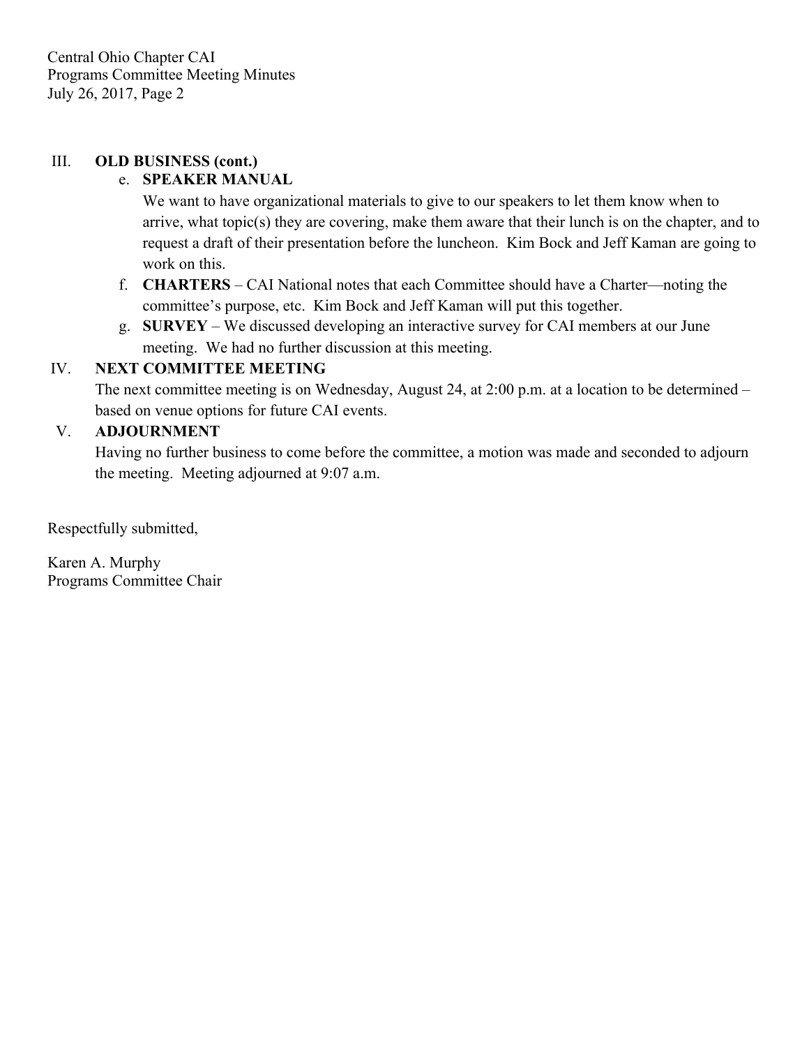## III. OLD BUSINESS (cont.)

e. **SPEAKER MANUAL**

We want to have organizational materials to give to our speakers to let them know when to arrive, what topic(s) they are covering, make them aware that their lunch is on the chapter, and to request a draft of their presentation before the luncheon. Kim Bock and Jeff Kaman are going to work on this.

f. **CHARTERS** – CAI National notes that each Committee should have a Charter—noting the committee's purpose, etc. Kim Bock and Jeff Kaman will put this together.

g. **SURVEY** – We discussed developing an interactive survey for CAI members at our June meeting. We had no further discussion at this meeting.

## IV. NEXT COMMITTEE MEETING

The next committee meeting is on Wednesday, August 24, at 2:00 p.m. at a location to be determined – based on venue options for future CAI events.

## V. ADJOURNMENT

Having no further business to come before the committee, a motion was made and seconded to adjourn the meeting. Meeting adjourned at 9:07 a.m.

Respectfully submitted,

Karen A. Murphy
Programs Committee Chair